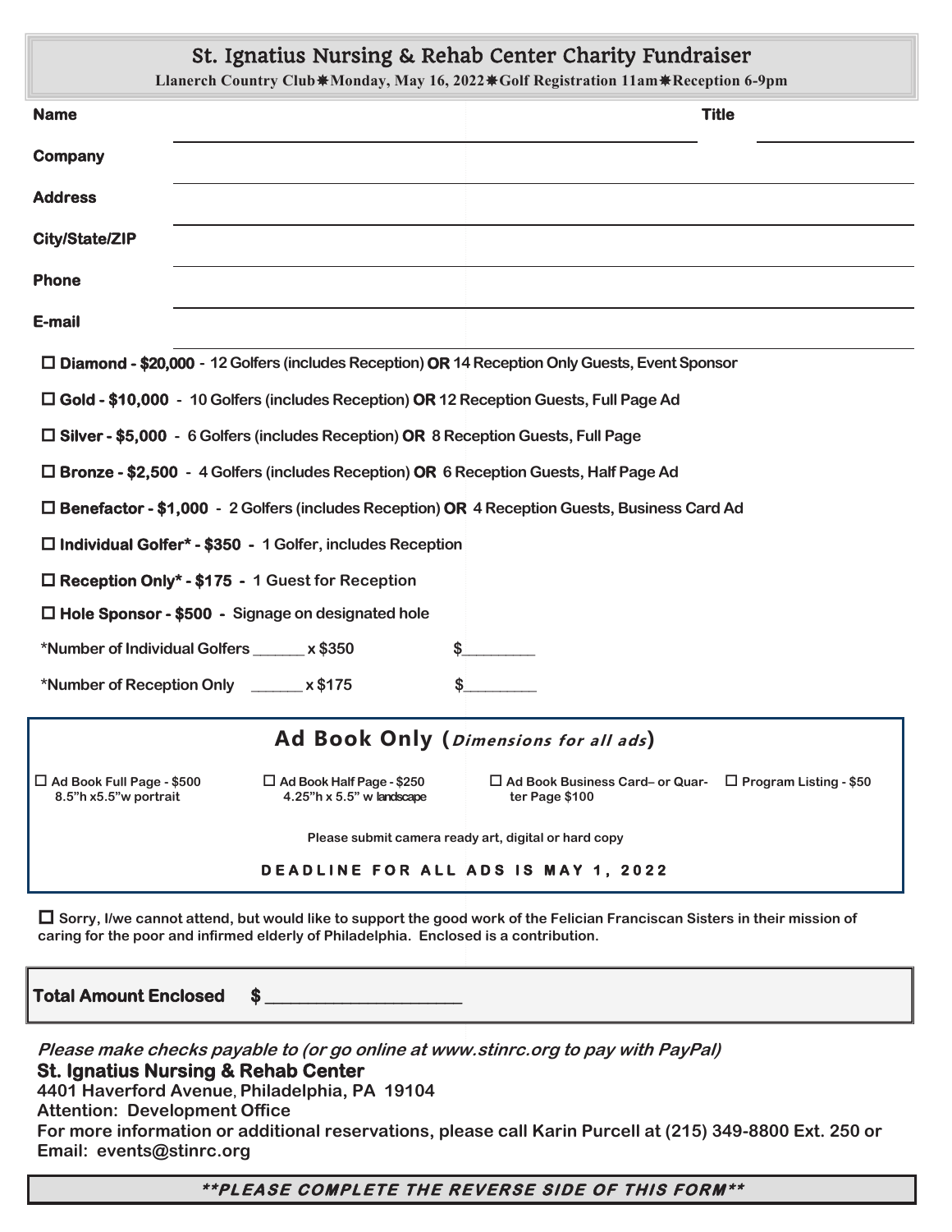# St. Ignatius Nursing & Rehab Center Charity Fundraiser

**Llanerch Country Club ✸ Monday, May 16, 2022 ✸ Golf Registration 11am ✸ Reception 6-9pm**

**Name** ______________________________ **Title** ______________

**Company** ______________________________

**Address** ______________________________

**City/State/ZIP** ______________________________

**Phone** ______________________________

**E-mail** ______________________________

☐ **Diamond - $20,000** - 12 Golfers (includes Reception) **OR** 14 Reception Only Guests, Event Sponsor

☐ **Gold - $10,000** - 10 Golfers (includes Reception) **OR** 12 Reception Guests, Full Page Ad

☐ **Silver - $5,000** - 6 Golfers (includes Reception) **OR** 8 Reception Guests, Full Page

☐ **Bronze - $2,500** - 4 Golfers (includes Reception) **OR** 6 Reception Guests, Half Page Ad

☐ **Benefactor - $1,000** - 2 Golfers (includes Reception) **OR** 4 Reception Guests, Business Card Ad

☐ **Individual Golfer* - $350** - 1 Golfer, includes Reception

☐ **Reception Only* - $175** - 1 Guest for Reception

☐ **Hole Sponsor - $500** - Signage on designated hole

*Number of Individual Golfers ______ x $350 $_________

*Number of Reception Only ______ x $175 $_________

## Ad Book Only (*Dimensions for all ads*)

☐ **Ad Book Full Page - $500** 8.5"h x5.5"w portrait

☐ **Ad Book Half Page - $250** 4.25"h x 5.5" w landscape

☐ **Ad Book Business Card– or Quarter Page $100**

☐ **Program Listing - $50**

**Please submit camera ready art, digital or hard copy**

**DEADLINE FOR ALL ADS IS MAY 1, 2022**

☐ **Sorry, I/we cannot attend, but would like to support the good work of the Felician Franciscan Sisters in their mission of caring for the poor and infirmed elderly of Philadelphia. Enclosed is a contribution.**

**Total Amount Enclosed $ ______________________**

***Please make checks payable to (or go online at www.stinrc.org to pay with PayPal)***

**St. Ignatius Nursing & Rehab Center**
**4401 Haverford Avenue, Philadelphia, PA 19104**
**Attention: Development Office**
**For more information or additional reservations, please call Karin Purcell at (215) 349-8800 Ext. 250 or Email: events@stinrc.org**

***\*\*PLEASE COMPLETE THE REVERSE SIDE OF THIS FORM\*\****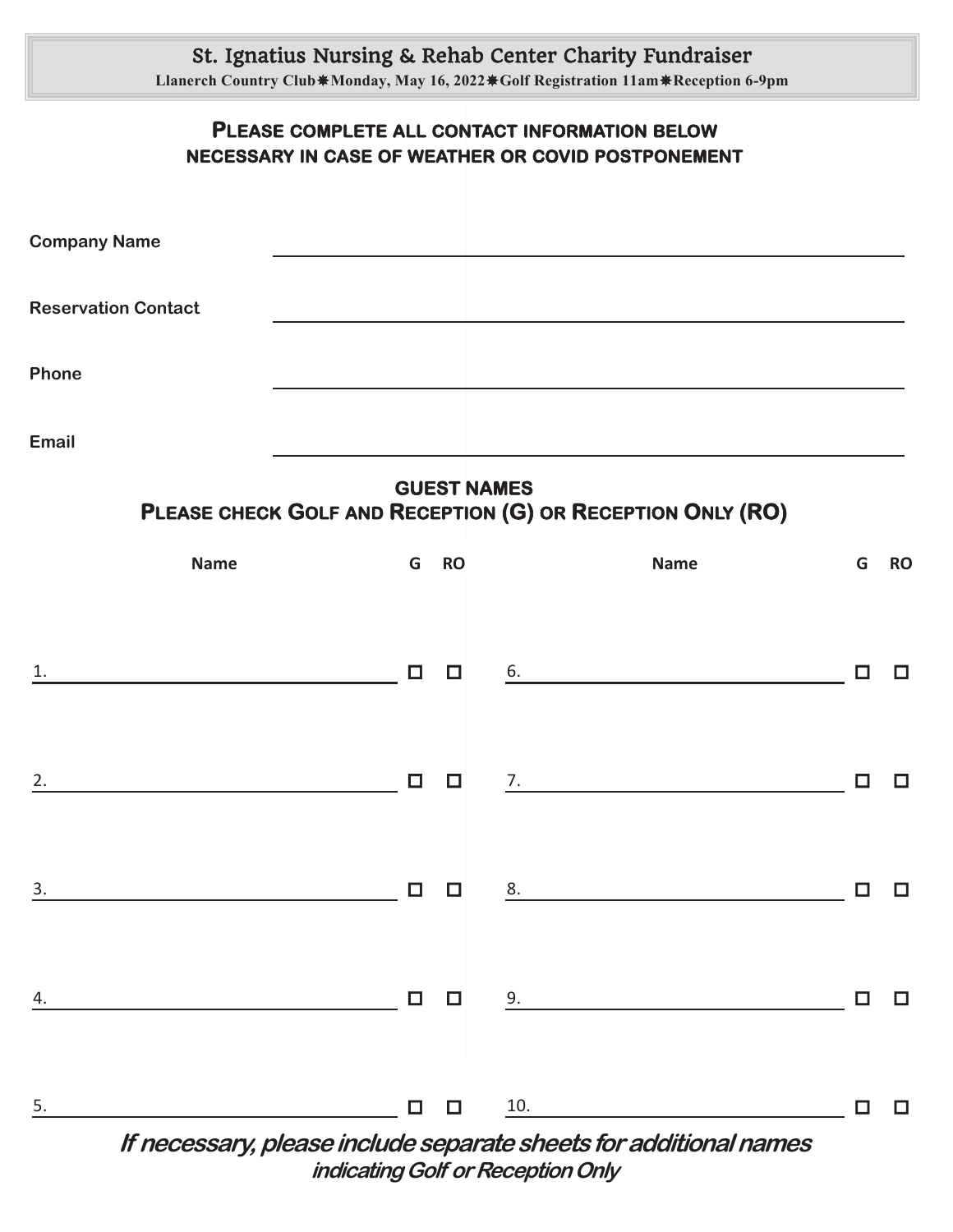# St. Ignatius Nursing & Rehab Center Charity Fundraiser

**Llanerch Country Club ✸ Monday, May 16, 2022 ✸ Golf Registration 11am ✸ Reception 6-9pm**

**PLEASE COMPLETE ALL CONTACT INFORMATION BELOW**
**NECESSARY IN CASE OF WEATHER OR COVID POSTPONEMENT**

**Company Name** \_\_\_\_\_\_\_\_\_\_\_\_\_\_\_\_\_\_\_\_\_\_\_\_\_\_\_\_\_\_\_\_\_\_\_\_\_\_\_\_

**Reservation Contact** \_\_\_\_\_\_\_\_\_\_\_\_\_\_\_\_\_\_\_\_\_\_\_\_\_\_\_\_\_\_\_\_\_\_\_\_\_\_\_\_

**Phone** \_\_\_\_\_\_\_\_\_\_\_\_\_\_\_\_\_\_\_\_\_\_\_\_\_\_\_\_\_\_\_\_\_\_\_\_\_\_\_\_

**Email** \_\_\_\_\_\_\_\_\_\_\_\_\_\_\_\_\_\_\_\_\_\_\_\_\_\_\_\_\_\_\_\_\_\_\_\_\_\_\_\_

**GUEST NAMES**
**PLEASE CHECK GOLF AND RECEPTION (G) OR RECEPTION ONLY (RO)**

| Name | G | RO | Name | G | RO |
|---|---|---|---|---|---|
| 1. | ☐ | ☐ | 6. | ☐ | ☐ |
| 2. | ☐ | ☐ | 7. | ☐ | ☐ |
| 3. | ☐ | ☐ | 8. | ☐ | ☐ |
| 4. | ☐ | ☐ | 9. | ☐ | ☐ |
| 5. | ☐ | ☐ | 10. | ☐ | ☐ |

***If necessary, please include separate sheets for additional names***
***indicating Golf or Reception Only***